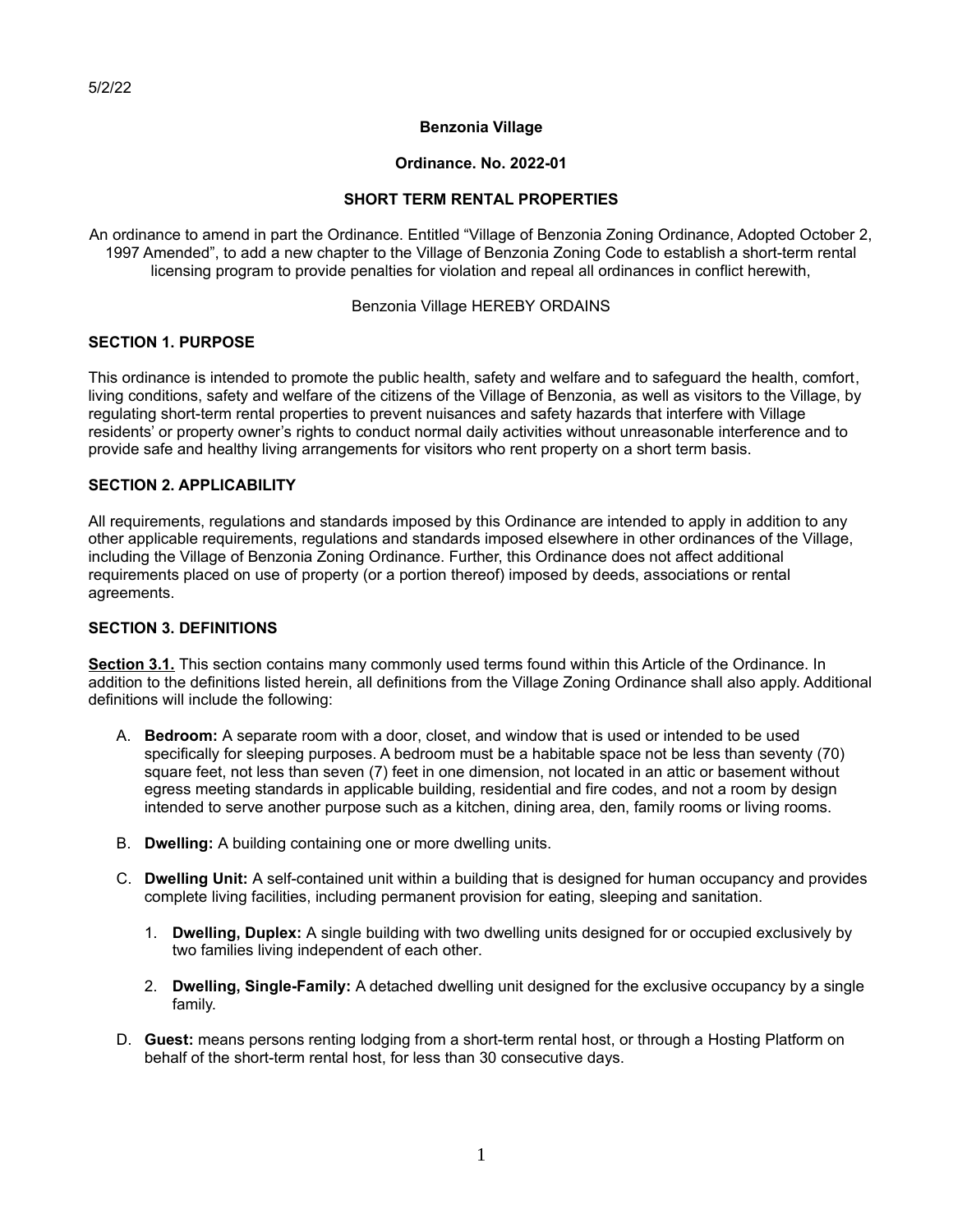5/2/22

**Benzonia Village**

**Ordinance. No. 2022-01**

**SHORT TERM RENTAL PROPERTIES**

An ordinance to amend in part the Ordinance. Entitled "Village of Benzonia Zoning Ordinance, Adopted October 2, 1997 Amended", to add a new chapter to the Village of Benzonia Zoning Code to establish a short-term rental licensing program to provide penalties for violation and repeal all ordinances in conflict herewith,

Benzonia Village HEREBY ORDAINS

## SECTION 1. PURPOSE

This ordinance is intended to promote the public health, safety and welfare and to safeguard the health, comfort, living conditions, safety and welfare of the citizens of the Village of Benzonia, as well as visitors to the Village, by regulating short-term rental properties to prevent nuisances and safety hazards that interfere with Village residents' or property owner's rights to conduct normal daily activities without unreasonable interference and to provide safe and healthy living arrangements for visitors who rent property on a short term basis.

## SECTION 2. APPLICABILITY

All requirements, regulations and standards imposed by this Ordinance are intended to apply in addition to any other applicable requirements, regulations and standards imposed elsewhere in other ordinances of the Village, including the Village of Benzonia Zoning Ordinance. Further, this Ordinance does not affect additional requirements placed on use of property (or a portion thereof) imposed by deeds, associations or rental agreements.

## SECTION 3. DEFINITIONS

**Section 3.1.** This section contains many commonly used terms found within this Article of the Ordinance. In addition to the definitions listed herein, all definitions from the Village Zoning Ordinance shall also apply. Additional definitions will include the following:

A. **Bedroom:** A separate room with a door, closet, and window that is used or intended to be used specifically for sleeping purposes. A bedroom must be a habitable space not be less than seventy (70) square feet, not less than seven (7) feet in one dimension, not located in an attic or basement without egress meeting standards in applicable building, residential and fire codes, and not a room by design intended to serve another purpose such as a kitchen, dining area, den, family rooms or living rooms.

B. **Dwelling:** A building containing one or more dwelling units.

C. **Dwelling Unit:** A self-contained unit within a building that is designed for human occupancy and provides complete living facilities, including permanent provision for eating, sleeping and sanitation.

   1. **Dwelling, Duplex:** A single building with two dwelling units designed for or occupied exclusively by two families living independent of each other.

   2. **Dwelling, Single-Family:** A detached dwelling unit designed for the exclusive occupancy by a single family.

D. **Guest:** means persons renting lodging from a short-term rental host, or through a Hosting Platform on behalf of the short-term rental host, for less than 30 consecutive days.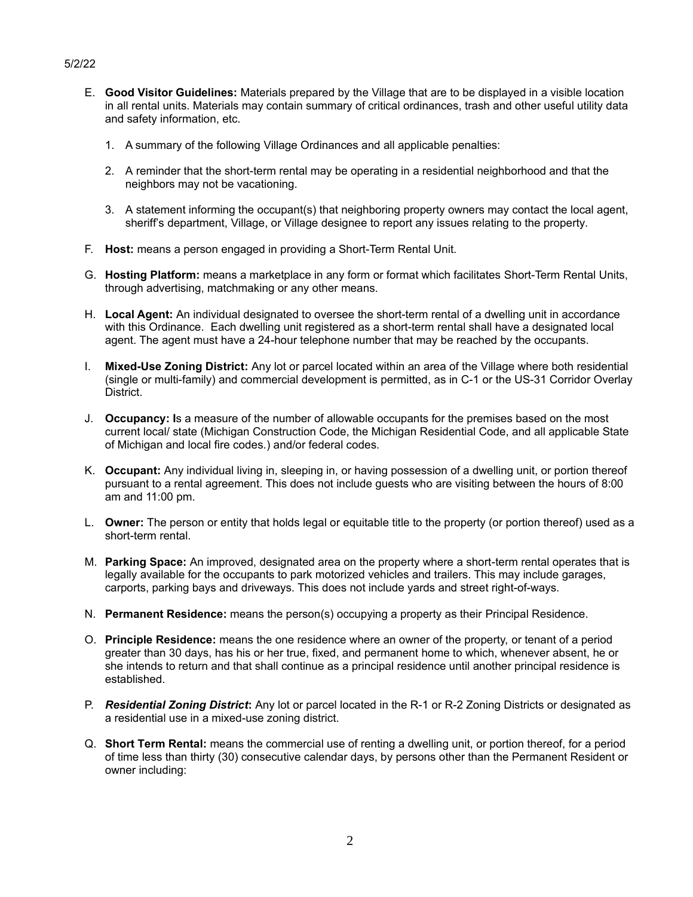5/2/22

E. **Good Visitor Guidelines:** Materials prepared by the Village that are to be displayed in a visible location in all rental units. Materials may contain summary of critical ordinances, trash and other useful utility data and safety information, etc.

   1. A summary of the following Village Ordinances and all applicable penalties:

   2. A reminder that the short-term rental may be operating in a residential neighborhood and that the neighbors may not be vacationing.

   3. A statement informing the occupant(s) that neighboring property owners may contact the local agent, sheriff's department, Village, or Village designee to report any issues relating to the property.

F. **Host:** means a person engaged in providing a Short-Term Rental Unit.

G. **Hosting Platform:** means a marketplace in any form or format which facilitates Short-Term Rental Units, through advertising, matchmaking or any other means.

H. **Local Agent:** An individual designated to oversee the short-term rental of a dwelling unit in accordance with this Ordinance. Each dwelling unit registered as a short-term rental shall have a designated local agent. The agent must have a 24-hour telephone number that may be reached by the occupants.

I. **Mixed-Use Zoning District:** Any lot or parcel located within an area of the Village where both residential (single or multi-family) and commercial development is permitted, as in C-1 or the US-31 Corridor Overlay District.

J. **Occupancy: I**s a measure of the number of allowable occupants for the premises based on the most current local/ state (Michigan Construction Code, the Michigan Residential Code, and all applicable State of Michigan and local fire codes.) and/or federal codes.

K. **Occupant:** Any individual living in, sleeping in, or having possession of a dwelling unit, or portion thereof pursuant to a rental agreement. This does not include guests who are visiting between the hours of 8:00 am and 11:00 pm.

L. **Owner:** The person or entity that holds legal or equitable title to the property (or portion thereof) used as a short-term rental.

M. **Parking Space:** An improved, designated area on the property where a short-term rental operates that is legally available for the occupants to park motorized vehicles and trailers. This may include garages, carports, parking bays and driveways. This does not include yards and street right-of-ways.

N. **Permanent Residence:** means the person(s) occupying a property as their Principal Residence.

O. **Principle Residence:** means the one residence where an owner of the property, or tenant of a period greater than 30 days, has his or her true, fixed, and permanent home to which, whenever absent, he or she intends to return and that shall continue as a principal residence until another principal residence is established.

P. ***Residential Zoning District*:** Any lot or parcel located in the R-1 or R-2 Zoning Districts or designated as a residential use in a mixed-use zoning district.

Q. **Short Term Rental:** means the commercial use of renting a dwelling unit, or portion thereof, for a period of time less than thirty (30) consecutive calendar days, by persons other than the Permanent Resident or owner including: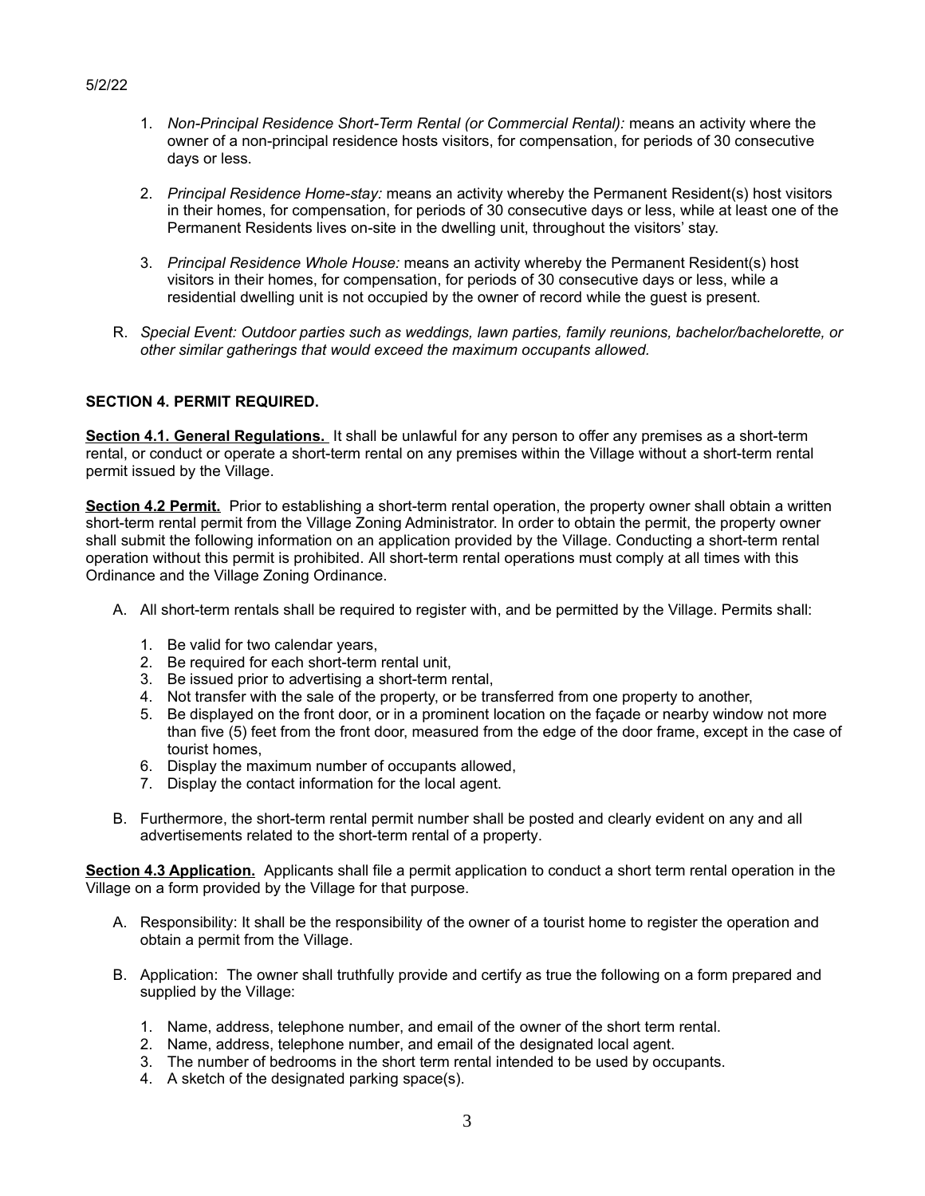1. *Non-Principal Residence Short-Term Rental (or Commercial Rental):* means an activity where the owner of a non-principal residence hosts visitors, for compensation, for periods of 30 consecutive days or less.

2. *Principal Residence Home-stay:* means an activity whereby the Permanent Resident(s) host visitors in their homes, for compensation, for periods of 30 consecutive days or less, while at least one of the Permanent Residents lives on-site in the dwelling unit, throughout the visitors' stay.

3. *Principal Residence Whole House:* means an activity whereby the Permanent Resident(s) host visitors in their homes, for compensation, for periods of 30 consecutive days or less, while a residential dwelling unit is not occupied by the owner of record while the guest is present.

R. *Special Event: Outdoor parties such as weddings, lawn parties, family reunions, bachelor/bachelorette, or other similar gatherings that would exceed the maximum occupants allowed.*

### SECTION 4. PERMIT REQUIRED.

**Section 4.1. General Regulations.** It shall be unlawful for any person to offer any premises as a short-term rental, or conduct or operate a short-term rental on any premises within the Village without a short-term rental permit issued by the Village.

**Section 4.2 Permit.** Prior to establishing a short-term rental operation, the property owner shall obtain a written short-term rental permit from the Village Zoning Administrator. In order to obtain the permit, the property owner shall submit the following information on an application provided by the Village. Conducting a short-term rental operation without this permit is prohibited. All short-term rental operations must comply at all times with this Ordinance and the Village Zoning Ordinance.

A. All short-term rentals shall be required to register with, and be permitted by the Village. Permits shall:

   1. Be valid for two calendar years,
   2. Be required for each short-term rental unit,
   3. Be issued prior to advertising a short-term rental,
   4. Not transfer with the sale of the property, or be transferred from one property to another,
   5. Be displayed on the front door, or in a prominent location on the façade or nearby window not more than five (5) feet from the front door, measured from the edge of the door frame, except in the case of tourist homes,
   6. Display the maximum number of occupants allowed,
   7. Display the contact information for the local agent.

B. Furthermore, the short-term rental permit number shall be posted and clearly evident on any and all advertisements related to the short-term rental of a property.

**Section 4.3 Application.** Applicants shall file a permit application to conduct a short term rental operation in the Village on a form provided by the Village for that purpose.

A. Responsibility: It shall be the responsibility of the owner of a tourist home to register the operation and obtain a permit from the Village.

B. Application: The owner shall truthfully provide and certify as true the following on a form prepared and supplied by the Village:

   1. Name, address, telephone number, and email of the owner of the short term rental.
   2. Name, address, telephone number, and email of the designated local agent.
   3. The number of bedrooms in the short term rental intended to be used by occupants.
   4. A sketch of the designated parking space(s).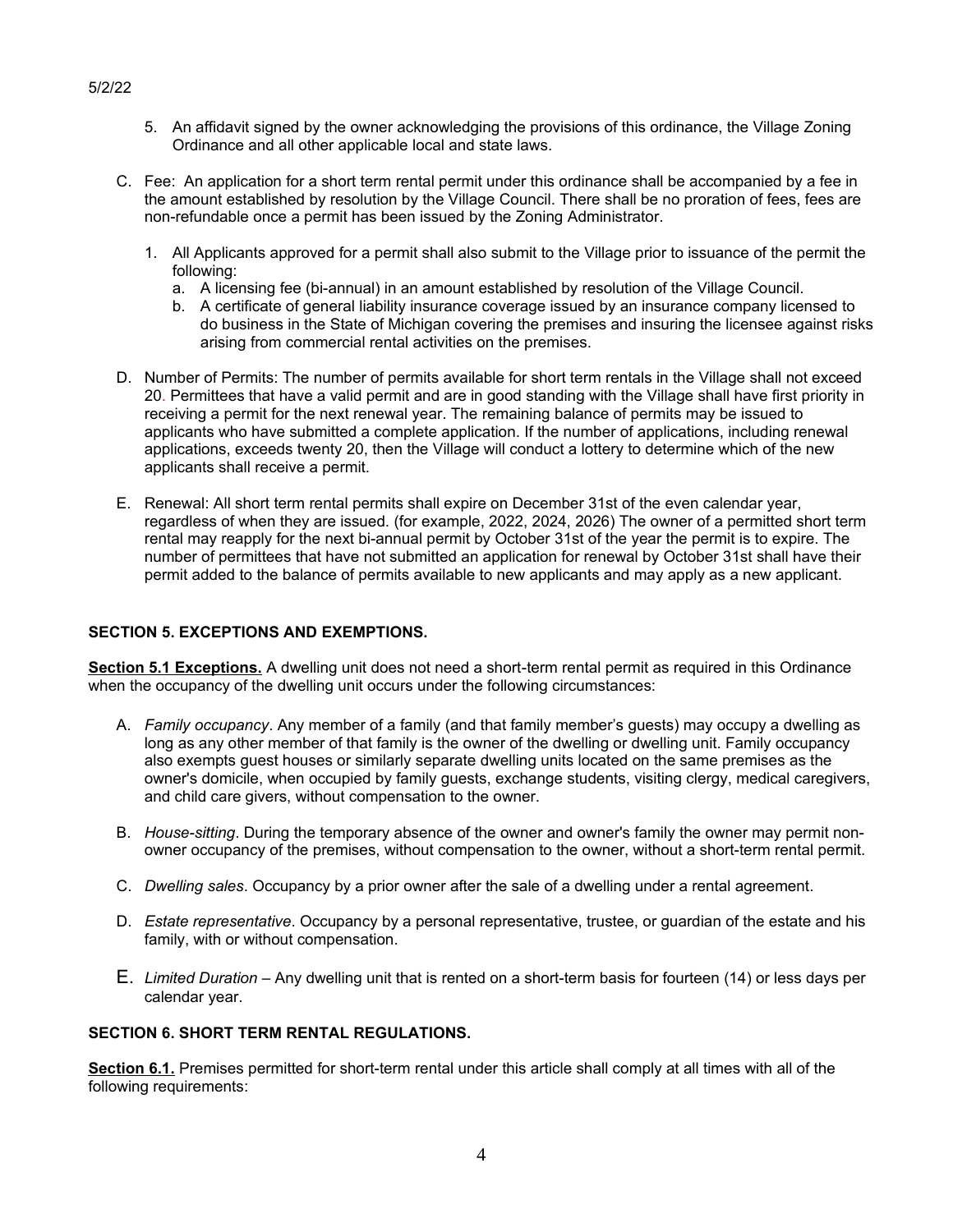5. An affidavit signed by the owner acknowledging the provisions of this ordinance, the Village Zoning Ordinance and all other applicable local and state laws.

C. Fee: An application for a short term rental permit under this ordinance shall be accompanied by a fee in the amount established by resolution by the Village Council. There shall be no proration of fees, fees are non-refundable once a permit has been issued by the Zoning Administrator.

   1. All Applicants approved for a permit shall also submit to the Village prior to issuance of the permit the following:
      a. A licensing fee (bi-annual) in an amount established by resolution of the Village Council.
      b. A certificate of general liability insurance coverage issued by an insurance company licensed to do business in the State of Michigan covering the premises and insuring the licensee against risks arising from commercial rental activities on the premises.

D. Number of Permits: The number of permits available for short term rentals in the Village shall not exceed 20. Permittees that have a valid permit and are in good standing with the Village shall have first priority in receiving a permit for the next renewal year. The remaining balance of permits may be issued to applicants who have submitted a complete application. If the number of applications, including renewal applications, exceeds twenty 20, then the Village will conduct a lottery to determine which of the new applicants shall receive a permit.

E. Renewal: All short term rental permits shall expire on December 31st of the even calendar year, regardless of when they are issued. (for example, 2022, 2024, 2026) The owner of a permitted short term rental may reapply for the next bi-annual permit by October 31st of the year the permit is to expire. The number of permittees that have not submitted an application for renewal by October 31st shall have their permit added to the balance of permits available to new applicants and may apply as a new applicant.

**SECTION 5. EXCEPTIONS AND EXEMPTIONS.**

**Section 5.1 Exceptions.** A dwelling unit does not need a short-term rental permit as required in this Ordinance when the occupancy of the dwelling unit occurs under the following circumstances:

A. *Family occupancy*. Any member of a family (and that family member's guests) may occupy a dwelling as long as any other member of that family is the owner of the dwelling or dwelling unit. Family occupancy also exempts guest houses or similarly separate dwelling units located on the same premises as the owner's domicile, when occupied by family guests, exchange students, visiting clergy, medical caregivers, and child care givers, without compensation to the owner.

B. *House-sitting*. During the temporary absence of the owner and owner's family the owner may permit non-owner occupancy of the premises, without compensation to the owner, without a short-term rental permit.

C. *Dwelling sales*. Occupancy by a prior owner after the sale of a dwelling under a rental agreement.

D. *Estate representative*. Occupancy by a personal representative, trustee, or guardian of the estate and his family, with or without compensation.

E. *Limited Duration* – Any dwelling unit that is rented on a short-term basis for fourteen (14) or less days per calendar year.

**SECTION 6. SHORT TERM RENTAL REGULATIONS.**

**Section 6.1.** Premises permitted for short-term rental under this article shall comply at all times with all of the following requirements: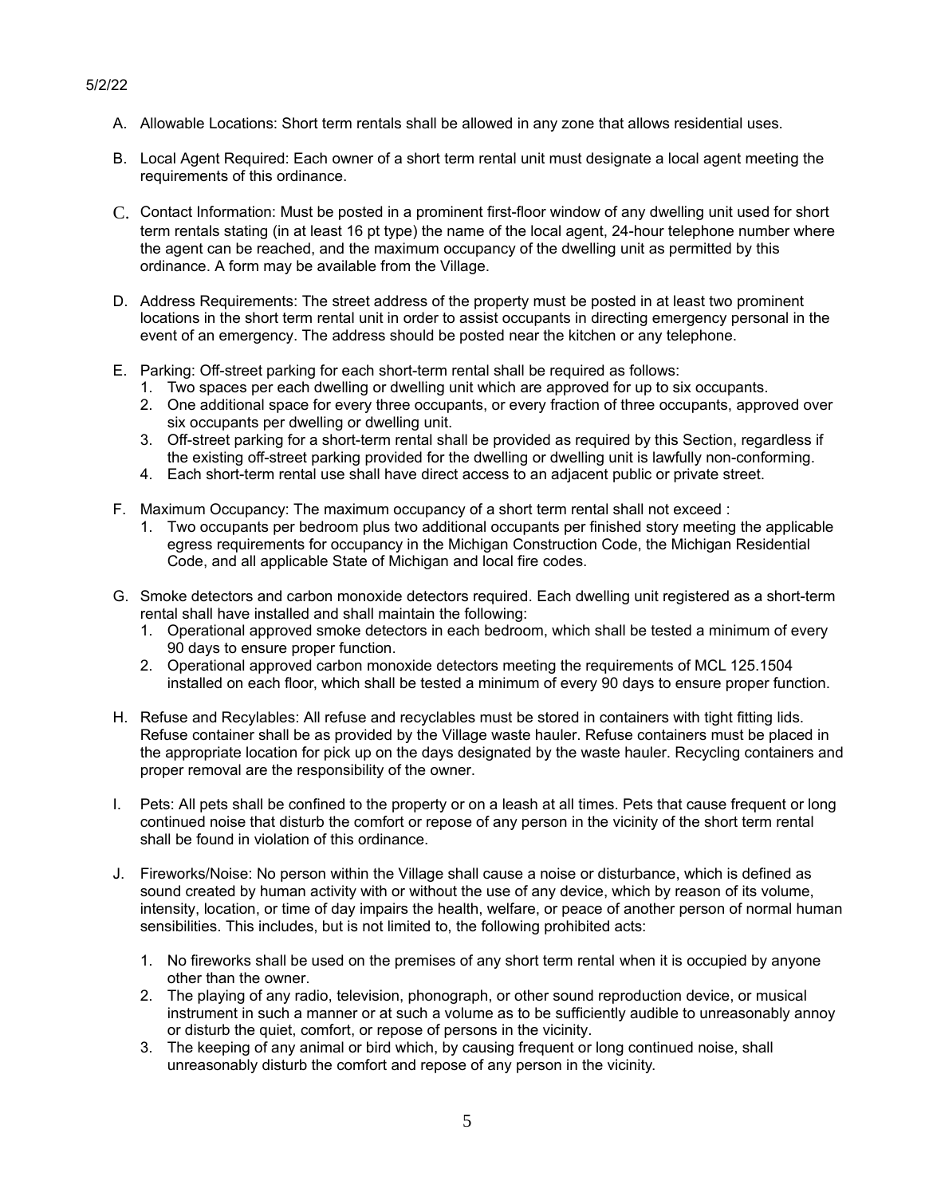5/2/22

A. Allowable Locations: Short term rentals shall be allowed in any zone that allows residential uses.

B. Local Agent Required: Each owner of a short term rental unit must designate a local agent meeting the requirements of this ordinance.

C. Contact Information: Must be posted in a prominent first-floor window of any dwelling unit used for short term rentals stating (in at least 16 pt type) the name of the local agent, 24-hour telephone number where the agent can be reached, and the maximum occupancy of the dwelling unit as permitted by this ordinance. A form may be available from the Village.

D. Address Requirements: The street address of the property must be posted in at least two prominent locations in the short term rental unit in order to assist occupants in directing emergency personal in the event of an emergency. The address should be posted near the kitchen or any telephone.

E. Parking: Off-street parking for each short-term rental shall be required as follows:
   1. Two spaces per each dwelling or dwelling unit which are approved for up to six occupants.
   2. One additional space for every three occupants, or every fraction of three occupants, approved over six occupants per dwelling or dwelling unit.
   3. Off-street parking for a short-term rental shall be provided as required by this Section, regardless if the existing off-street parking provided for the dwelling or dwelling unit is lawfully non-conforming.
   4. Each short-term rental use shall have direct access to an adjacent public or private street.

F. Maximum Occupancy: The maximum occupancy of a short term rental shall not exceed :
   1. Two occupants per bedroom plus two additional occupants per finished story meeting the applicable egress requirements for occupancy in the Michigan Construction Code, the Michigan Residential Code, and all applicable State of Michigan and local fire codes.

G. Smoke detectors and carbon monoxide detectors required. Each dwelling unit registered as a short-term rental shall have installed and shall maintain the following:
   1. Operational approved smoke detectors in each bedroom, which shall be tested a minimum of every 90 days to ensure proper function.
   2. Operational approved carbon monoxide detectors meeting the requirements of MCL 125.1504 installed on each floor, which shall be tested a minimum of every 90 days to ensure proper function.

H. Refuse and Recylables: All refuse and recyclables must be stored in containers with tight fitting lids. Refuse container shall be as provided by the Village waste hauler. Refuse containers must be placed in the appropriate location for pick up on the days designated by the waste hauler. Recycling containers and proper removal are the responsibility of the owner.

I. Pets: All pets shall be confined to the property or on a leash at all times. Pets that cause frequent or long continued noise that disturb the comfort or repose of any person in the vicinity of the short term rental shall be found in violation of this ordinance.

J. Fireworks/Noise: No person within the Village shall cause a noise or disturbance, which is defined as sound created by human activity with or without the use of any device, which by reason of its volume, intensity, location, or time of day impairs the health, welfare, or peace of another person of normal human sensibilities. This includes, but is not limited to, the following prohibited acts:

   1. No fireworks shall be used on the premises of any short term rental when it is occupied by anyone other than the owner.
   2. The playing of any radio, television, phonograph, or other sound reproduction device, or musical instrument in such a manner or at such a volume as to be sufficiently audible to unreasonably annoy or disturb the quiet, comfort, or repose of persons in the vicinity.
   3. The keeping of any animal or bird which, by causing frequent or long continued noise, shall unreasonably disturb the comfort and repose of any person in the vicinity.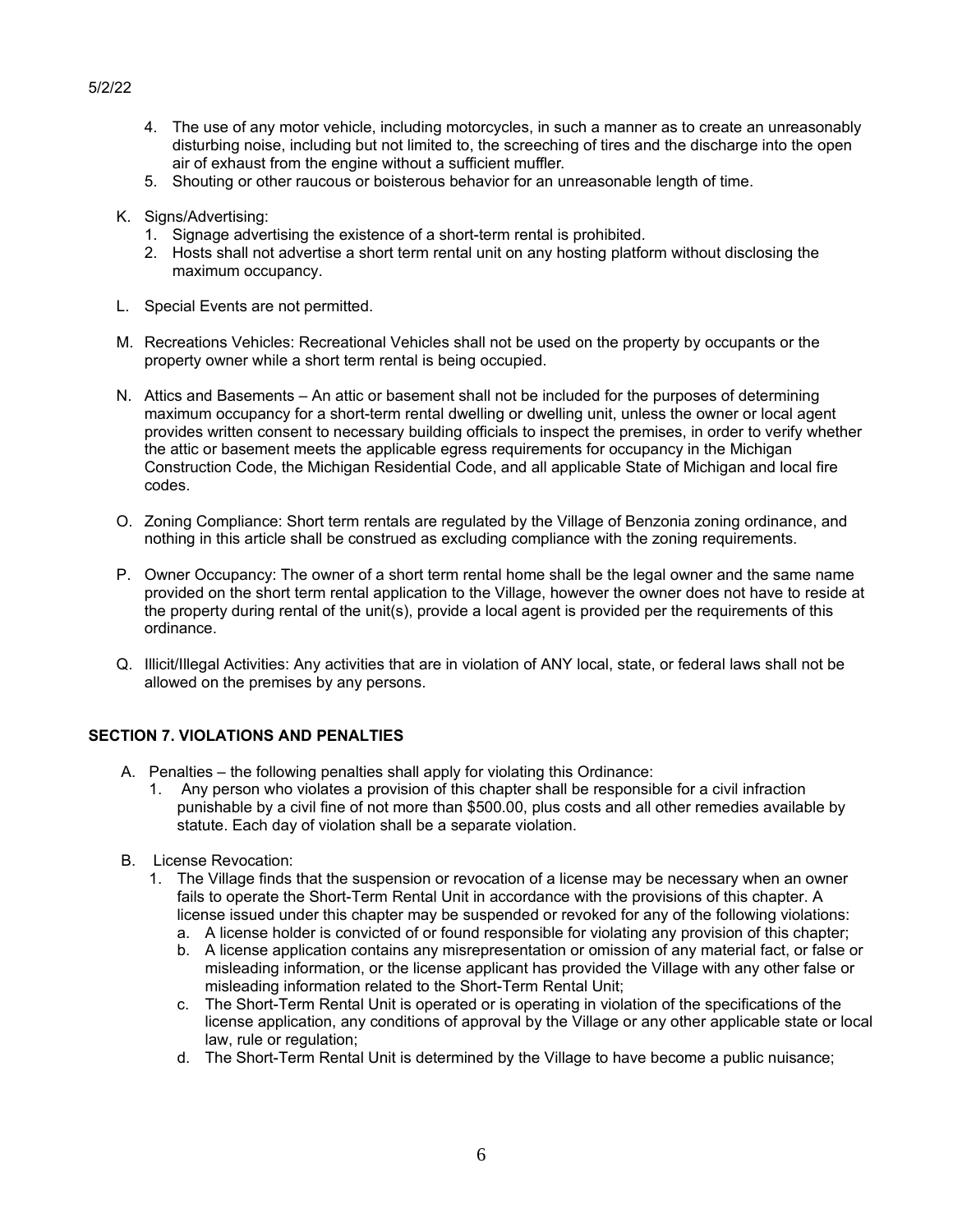4. The use of any motor vehicle, including motorcycles, in such a manner as to create an unreasonably disturbing noise, including but not limited to, the screeching of tires and the discharge into the open air of exhaust from the engine without a sufficient muffler.
5. Shouting or other raucous or boisterous behavior for an unreasonable length of time.

K. Signs/Advertising:
   1. Signage advertising the existence of a short-term rental is prohibited.
   2. Hosts shall not advertise a short term rental unit on any hosting platform without disclosing the maximum occupancy.

L. Special Events are not permitted.

M. Recreations Vehicles: Recreational Vehicles shall not be used on the property by occupants or the property owner while a short term rental is being occupied.

N. Attics and Basements – An attic or basement shall not be included for the purposes of determining maximum occupancy for a short-term rental dwelling or dwelling unit, unless the owner or local agent provides written consent to necessary building officials to inspect the premises, in order to verify whether the attic or basement meets the applicable egress requirements for occupancy in the Michigan Construction Code, the Michigan Residential Code, and all applicable State of Michigan and local fire codes.

O. Zoning Compliance: Short term rentals are regulated by the Village of Benzonia zoning ordinance, and nothing in this article shall be construed as excluding compliance with the zoning requirements.

P. Owner Occupancy: The owner of a short term rental home shall be the legal owner and the same name provided on the short term rental application to the Village, however the owner does not have to reside at the property during rental of the unit(s), provide a local agent is provided per the requirements of this ordinance.

Q. Illicit/Illegal Activities: Any activities that are in violation of ANY local, state, or federal laws shall not be allowed on the premises by any persons.

## SECTION 7. VIOLATIONS AND PENALTIES

A. Penalties – the following penalties shall apply for violating this Ordinance:
   1. Any person who violates a provision of this chapter shall be responsible for a civil infraction punishable by a civil fine of not more than $500.00, plus costs and all other remedies available by statute. Each day of violation shall be a separate violation.

B. License Revocation:
   1. The Village finds that the suspension or revocation of a license may be necessary when an owner fails to operate the Short-Term Rental Unit in accordance with the provisions of this chapter. A license issued under this chapter may be suspended or revoked for any of the following violations:
      a. A license holder is convicted of or found responsible for violating any provision of this chapter;
      b. A license application contains any misrepresentation or omission of any material fact, or false or misleading information, or the license applicant has provided the Village with any other false or misleading information related to the Short-Term Rental Unit;
      c. The Short-Term Rental Unit is operated or is operating in violation of the specifications of the license application, any conditions of approval by the Village or any other applicable state or local law, rule or regulation;
      d. The Short-Term Rental Unit is determined by the Village to have become a public nuisance;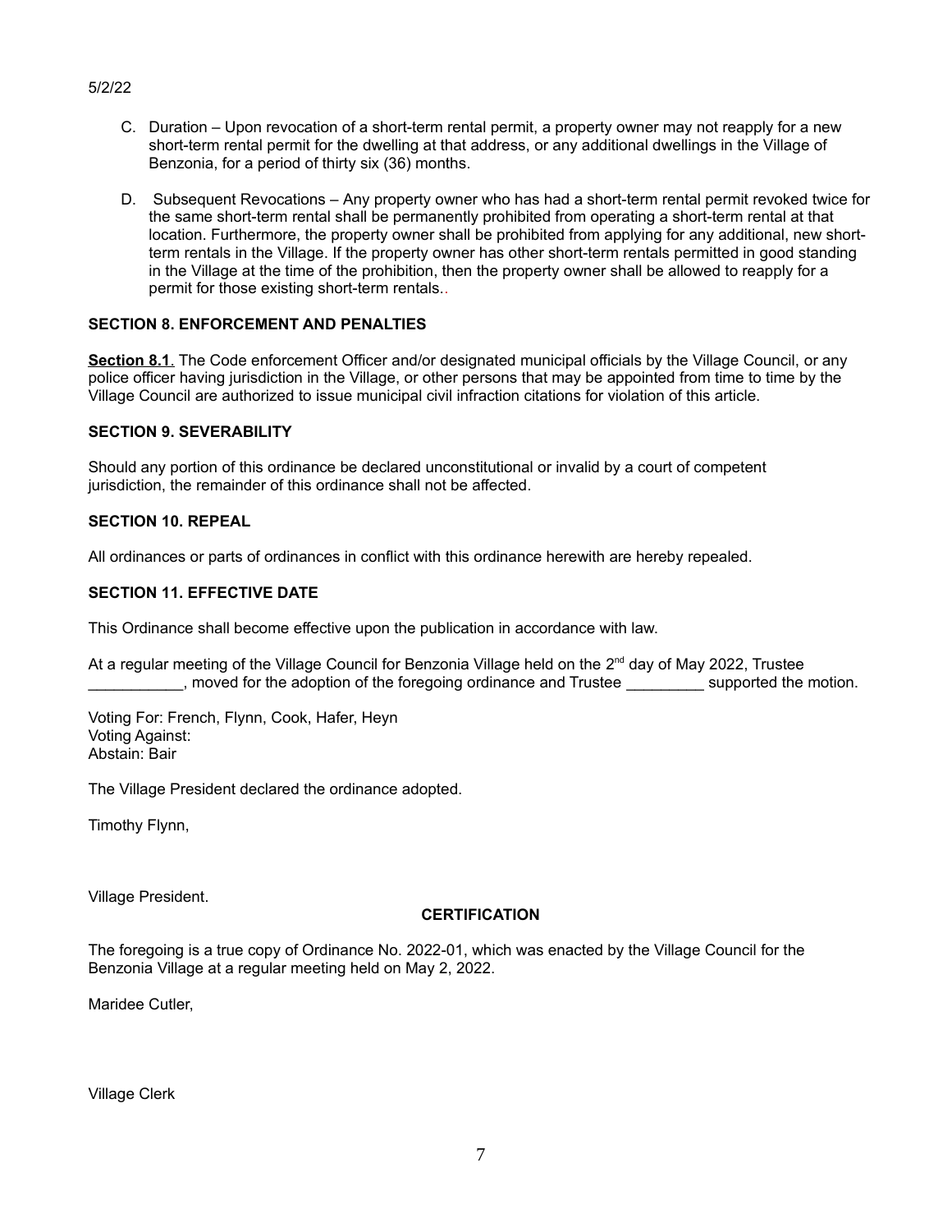5/2/22

C. Duration – Upon revocation of a short-term rental permit, a property owner may not reapply for a new short-term rental permit for the dwelling at that address, or any additional dwellings in the Village of Benzonia, for a period of thirty six (36) months.

D. Subsequent Revocations – Any property owner who has had a short-term rental permit revoked twice for the same short-term rental shall be permanently prohibited from operating a short-term rental at that location. Furthermore, the property owner shall be prohibited from applying for any additional, new short-term rentals in the Village. If the property owner has other short-term rentals permitted in good standing in the Village at the time of the prohibition, then the property owner shall be allowed to reapply for a permit for those existing short-term rentals..

**SECTION 8. ENFORCEMENT AND PENALTIES**

**Section 8.1**. The Code enforcement Officer and/or designated municipal officials by the Village Council, or any police officer having jurisdiction in the Village, or other persons that may be appointed from time to time by the Village Council are authorized to issue municipal civil infraction citations for violation of this article.

**SECTION 9. SEVERABILITY**

Should any portion of this ordinance be declared unconstitutional or invalid by a court of competent jurisdiction, the remainder of this ordinance shall not be affected.

**SECTION 10. REPEAL**

All ordinances or parts of ordinances in conflict with this ordinance herewith are hereby repealed.

**SECTION 11. EFFECTIVE DATE**

This Ordinance shall become effective upon the publication in accordance with law.

At a regular meeting of the Village Council for Benzonia Village held on the 2nd day of May 2022, Trustee ___________, moved for the adoption of the foregoing ordinance and Trustee _________ supported the motion.

Voting For: French, Flynn, Cook, Hafer, Heyn
Voting Against:
Abstain: Bair

The Village President declared the ordinance adopted.

Timothy Flynn,

Village President.

**CERTIFICATION**

The foregoing is a true copy of Ordinance No. 2022-01, which was enacted by the Village Council for the Benzonia Village at a regular meeting held on May 2, 2022.

Maridee Cutler,

Village Clerk